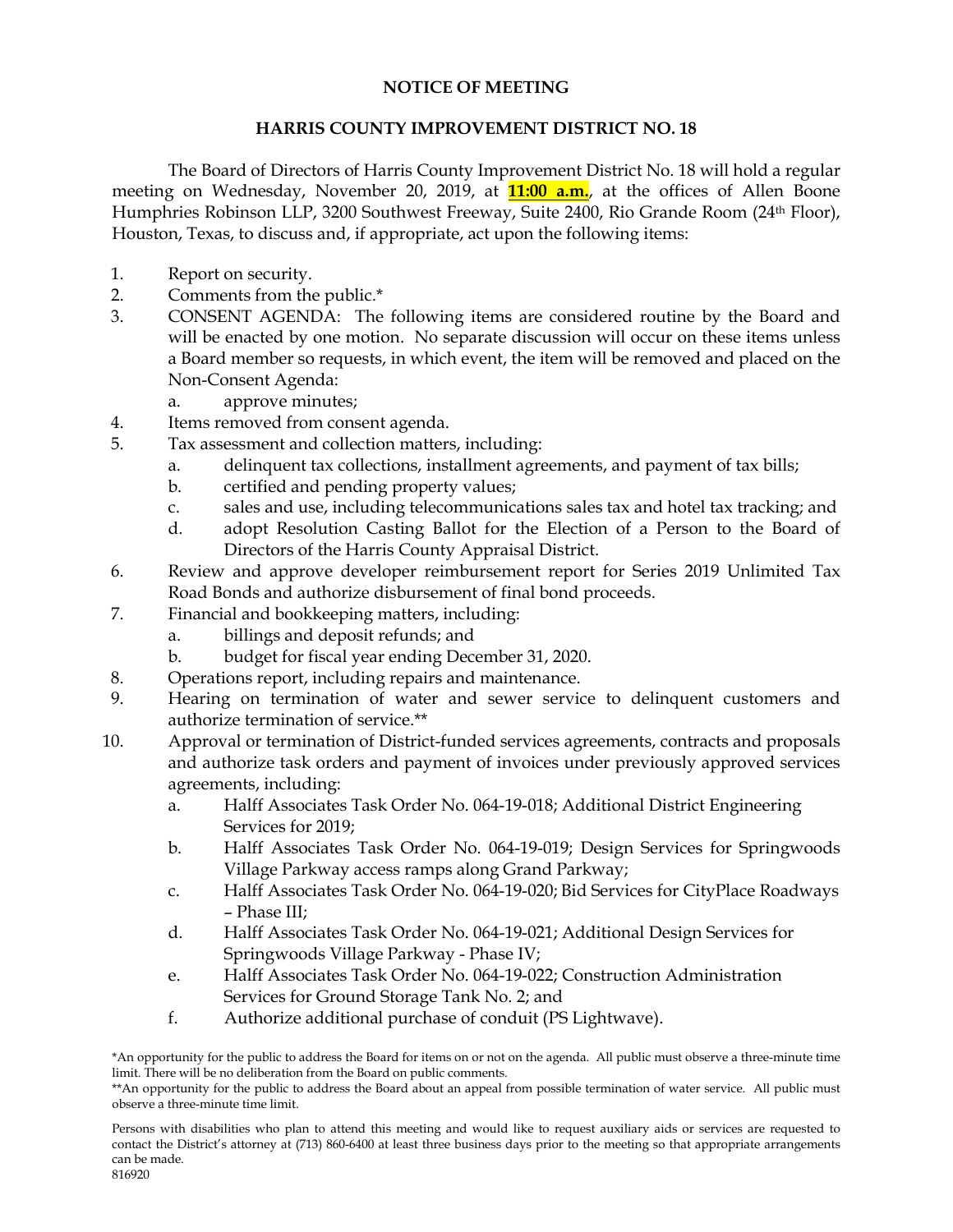**NOTICE OF MEETING**

**HARRIS COUNTY IMPROVEMENT DISTRICT NO. 18**

The Board of Directors of Harris County Improvement District No. 18 will hold a regular meeting on Wednesday, November 20, 2019, at **11:00 a.m.**, at the offices of Allen Boone Humphries Robinson LLP, 3200 Southwest Freeway, Suite 2400, Rio Grande Room (24th Floor), Houston, Texas, to discuss and, if appropriate, act upon the following items:

1. Report on security.
2. Comments from the public.*
3. CONSENT AGENDA: The following items are considered routine by the Board and will be enacted by one motion. No separate discussion will occur on these items unless a Board member so requests, in which event, the item will be removed and placed on the Non-Consent Agenda:
   a. approve minutes;
4. Items removed from consent agenda.
5. Tax assessment and collection matters, including:
   a. delinquent tax collections, installment agreements, and payment of tax bills;
   b. certified and pending property values;
   c. sales and use, including telecommunications sales tax and hotel tax tracking; and
   d. adopt Resolution Casting Ballot for the Election of a Person to the Board of Directors of the Harris County Appraisal District.
6. Review and approve developer reimbursement report for Series 2019 Unlimited Tax Road Bonds and authorize disbursement of final bond proceeds.
7. Financial and bookkeeping matters, including:
   a. billings and deposit refunds; and
   b. budget for fiscal year ending December 31, 2020.
8. Operations report, including repairs and maintenance.
9. Hearing on termination of water and sewer service to delinquent customers and authorize termination of service.**
10. Approval or termination of District-funded services agreements, contracts and proposals and authorize task orders and payment of invoices under previously approved services agreements, including:
    a. Halff Associates Task Order No. 064-19-018; Additional District Engineering Services for 2019;
    b. Halff Associates Task Order No. 064-19-019; Design Services for Springwoods Village Parkway access ramps along Grand Parkway;
    c. Halff Associates Task Order No. 064-19-020; Bid Services for CityPlace Roadways – Phase III;
    d. Halff Associates Task Order No. 064-19-021; Additional Design Services for Springwoods Village Parkway - Phase IV;
    e. Halff Associates Task Order No. 064-19-022; Construction Administration Services for Ground Storage Tank No. 2; and
    f. Authorize additional purchase of conduit (PS Lightwave).

*An opportunity for the public to address the Board for items on or not on the agenda. All public must observe a three-minute time limit. There will be no deliberation from the Board on public comments.

**An opportunity for the public to address the Board about an appeal from possible termination of water service. All public must observe a three-minute time limit.

Persons with disabilities who plan to attend this meeting and would like to request auxiliary aids or services are requested to contact the District's attorney at (713) 860-6400 at least three business days prior to the meeting so that appropriate arrangements can be made.

816920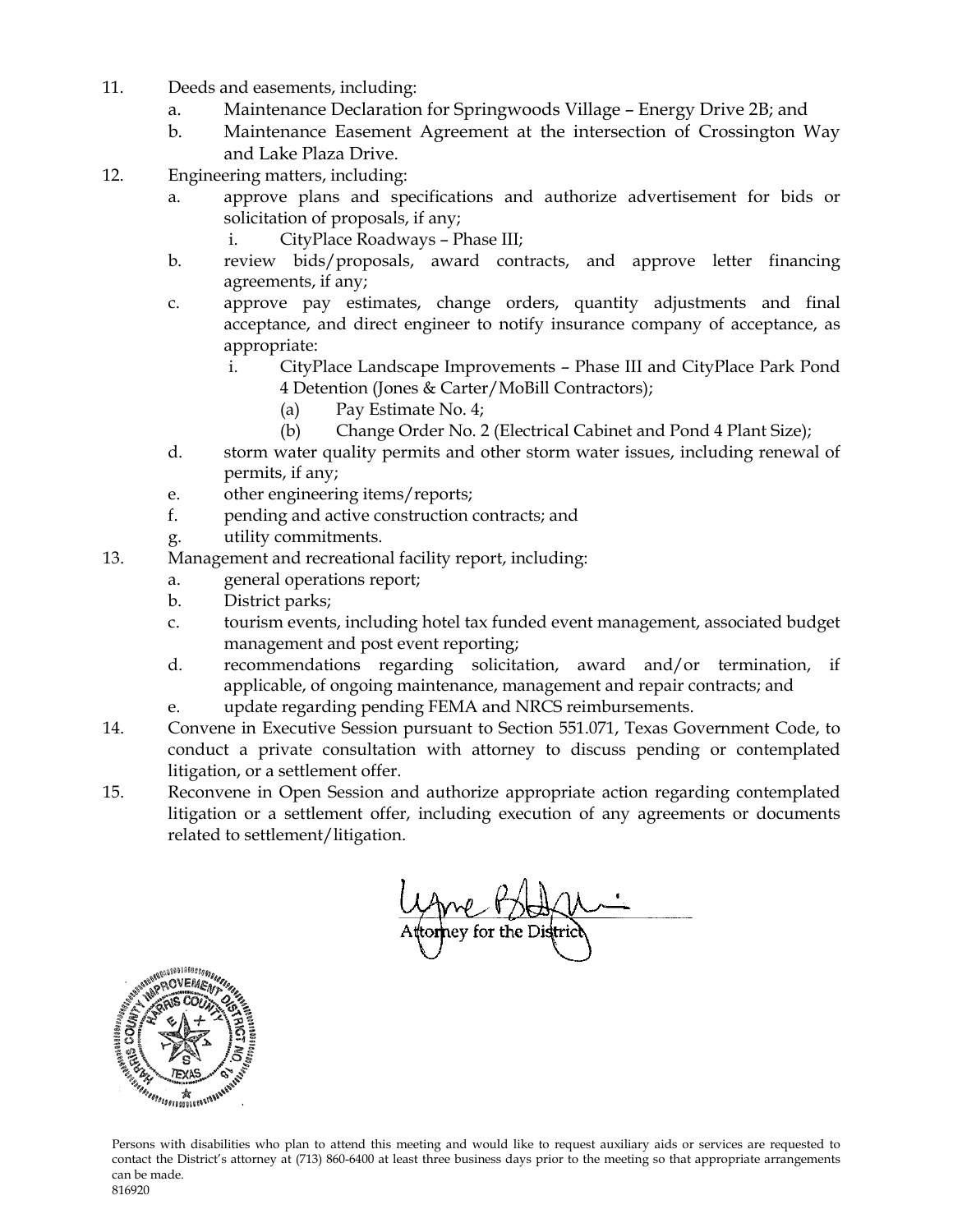11. Deeds and easements, including:
    a. Maintenance Declaration for Springwoods Village – Energy Drive 2B; and
    b. Maintenance Easement Agreement at the intersection of Crossington Way and Lake Plaza Drive.
12. Engineering matters, including:
    a. approve plans and specifications and authorize advertisement for bids or solicitation of proposals, if any;
        i. CityPlace Roadways – Phase III;
    b. review bids/proposals, award contracts, and approve letter financing agreements, if any;
    c. approve pay estimates, change orders, quantity adjustments and final acceptance, and direct engineer to notify insurance company of acceptance, as appropriate:
        i. CityPlace Landscape Improvements – Phase III and CityPlace Park Pond 4 Detention (Jones & Carter/MoBill Contractors);
            (a) Pay Estimate No. 4;
            (b) Change Order No. 2 (Electrical Cabinet and Pond 4 Plant Size);
    d. storm water quality permits and other storm water issues, including renewal of permits, if any;
    e. other engineering items/reports;
    f. pending and active construction contracts; and
    g. utility commitments.
13. Management and recreational facility report, including:
    a. general operations report;
    b. District parks;
    c. tourism events, including hotel tax funded event management, associated budget management and post event reporting;
    d. recommendations regarding solicitation, award and/or termination, if applicable, of ongoing maintenance, management and repair contracts; and
    e. update regarding pending FEMA and NRCS reimbursements.
14. Convene in Executive Session pursuant to Section 551.071, Texas Government Code, to conduct a private consultation with attorney to discuss pending or contemplated litigation, or a settlement offer.
15. Reconvene in Open Session and authorize appropriate action regarding contemplated litigation or a settlement offer, including execution of any agreements or documents related to settlement/litigation.

Attorney for the District

HARRIS COUNTY IMPROVEMENT DISTRICT NO. 18 — HARRIS COUNTY — TEXAS

Persons with disabilities who plan to attend this meeting and would like to request auxiliary aids or services are requested to contact the District's attorney at (713) 860-6400 at least three business days prior to the meeting so that appropriate arrangements can be made.

816920